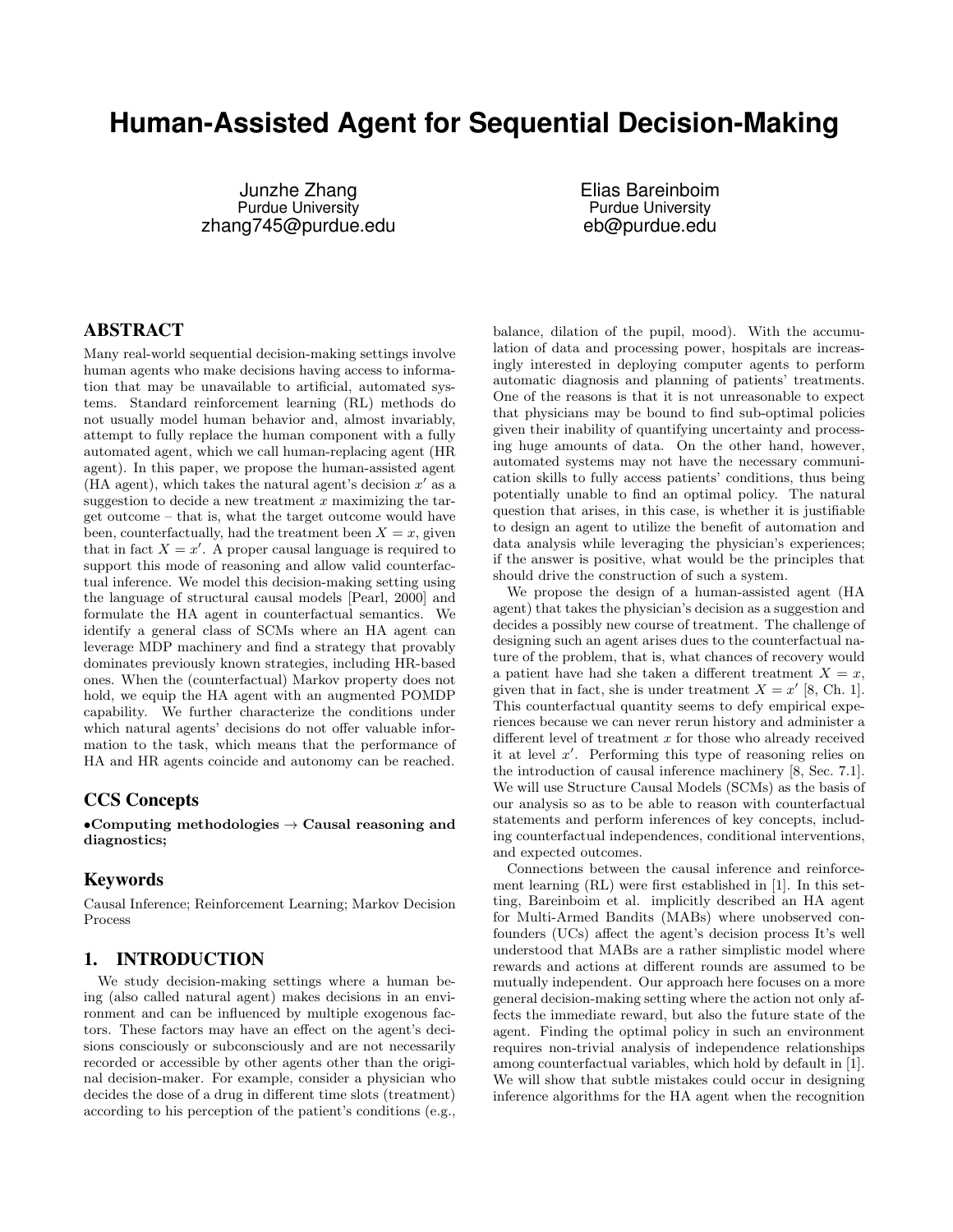# Human-Assisted Agent for Sequential Decision-Making

Junzhe Zhang
Purdue University
zhang745@purdue.edu

Elias Bareinboim
Purdue University
eb@purdue.edu

## ABSTRACT

Many real-world sequential decision-making settings involve human agents who make decisions having access to information that may be unavailable to artificial, automated systems. Standard reinforcement learning (RL) methods do not usually model human behavior and, almost invariably, attempt to fully replace the human component with a fully automated agent, which we call human-replacing agent (HR agent). In this paper, we propose the human-assisted agent (HA agent), which takes the natural agent's decision $x'$ as a suggestion to decide a new treatment $x$ maximizing the target outcome – that is, what the target outcome would have been, counterfactually, had the treatment been $X = x$, given that in fact $X = x'$. A proper causal language is required to support this mode of reasoning and allow valid counterfactual inference. We model this decision-making setting using the language of structural causal models [Pearl, 2000] and formulate the HA agent in counterfactual semantics. We identify a general class of SCMs where an HA agent can leverage MDP machinery and find a strategy that provably dominates previously known strategies, including HR-based ones. When the (counterfactual) Markov property does not hold, we equip the HA agent with an augmented POMDP capability. We further characterize the conditions under which natural agents' decisions do not offer valuable information to the task, which means that the performance of HA and HR agents coincide and autonomy can be reached.

## CCS Concepts

•**Computing methodologies** → **Causal reasoning and diagnostics;**

## Keywords

Causal Inference; Reinforcement Learning; Markov Decision Process

## 1. INTRODUCTION

We study decision-making settings where a human being (also called natural agent) makes decisions in an environment and can be influenced by multiple exogenous factors. These factors may have an effect on the agent's decisions consciously or subconsciously and are not necessarily recorded or accessible by other agents other than the original decision-maker. For example, consider a physician who decides the dose of a drug in different time slots (treatment) according to his perception of the patient's conditions (e.g., balance, dilation of the pupil, mood). With the accumulation of data and processing power, hospitals are increasingly interested in deploying computer agents to perform automatic diagnosis and planning of patients' treatments. One of the reasons is that it is not unreasonable to expect that physicians may be bound to find sub-optimal policies given their inability of quantifying uncertainty and processing huge amounts of data. On the other hand, however, automated systems may not have the necessary communication skills to fully access patients' conditions, thus being potentially unable to find an optimal policy. The natural question that arises, in this case, is whether it is justifiable to design an agent to utilize the benefit of automation and data analysis while leveraging the physician's experiences; if the answer is positive, what would be the principles that should drive the construction of such a system.

We propose the design of a human-assisted agent (HA agent) that takes the physician's decision as a suggestion and decides a possibly new course of treatment. The challenge of designing such an agent arises dues to the counterfactual nature of the problem, that is, what chances of recovery would a patient have had she taken a different treatment $X = x$, given that in fact, she is under treatment $X = x'$ [8, Ch. 1]. This counterfactual quantity seems to defy empirical experiences because we can never rerun history and administer a different level of treatment $x$ for those who already received it at level $x'$. Performing this type of reasoning relies on the introduction of causal inference machinery [8, Sec. 7.1]. We will use Structure Causal Models (SCMs) as the basis of our analysis so as to be able to reason with counterfactual statements and perform inferences of key concepts, including counterfactual independences, conditional interventions, and expected outcomes.

Connections between the causal inference and reinforcement learning (RL) were first established in [1]. In this setting, Bareinboim et al. implicitly described an HA agent for Multi-Armed Bandits (MABs) where unobserved confounders (UCs) affect the agent's decision process It's well understood that MABs are a rather simplistic model where rewards and actions at different rounds are assumed to be mutually independent. Our approach here focuses on a more general decision-making setting where the action not only affects the immediate reward, but also the future state of the agent. Finding the optimal policy in such an environment requires non-trivial analysis of independence relationships among counterfactual variables, which hold by default in [1]. We will show that subtle mistakes could occur in designing inference algorithms for the HA agent when the recognition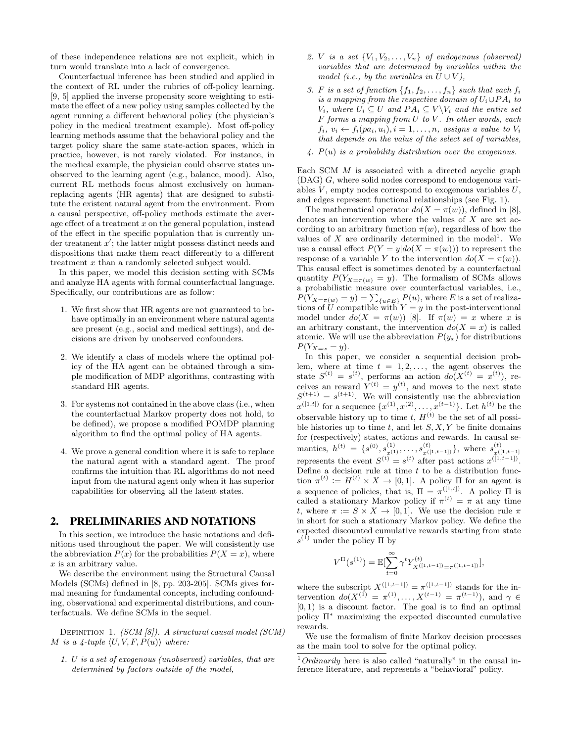of these independence relations are not explicit, which in turn would translate into a lack of convergence.

Counterfactual inference has been studied and applied in the context of RL under the rubrics of off-policy learning. [9, 5] applied the inverse propensity score weighting to estimate the effect of a new policy using samples collected by the agent running a different behavioral policy (the physician's policy in the medical treatment example). Most off-policy learning methods assume that the behavioral policy and the target policy share the same state-action spaces, which in practice, however, is not rarely violated. For instance, in the medical example, the physician could observe states unobserved to the learning agent (e.g., balance, mood). Also, current RL methods focus almost exclusively on human-replacing agents (HR agents) that are designed to substitute the existent natural agent from the environment. From a causal perspective, off-policy methods estimate the average effect of a treatment $x$ on the general population, instead of the effect in the specific population that is currently under treatment $x'$; the latter might possess distinct needs and dispositions that make them react differently to a different treatment $x$ than a randomly selected subject would.

In this paper, we model this decision setting with SCMs and analyze HA agents with formal counterfactual language. Specifically, our contributions are as follow:

1. We first show that HR agents are not guaranteed to behave optimally in an environment where natural agents are present (e.g., social and medical settings), and decisions are driven by unobserved confounders.
2. We identify a class of models where the optimal policy of the HA agent can be obtained through a simple modification of MDP algorithms, contrasting with standard HR agents.
3. For systems not contained in the above class (i.e., when the counterfactual Markov property does not hold, to be defined), we propose a modified POMDP planning algorithm to find the optimal policy of HA agents.
4. We prove a general condition where it is safe to replace the natural agent with a standard agent. The proof confirms the intuition that RL algorithms do not need input from the natural agent only when it has superior capabilities for observing all the latent states.

## 2. PRELIMINARIES AND NOTATIONS

In this section, we introduce the basic notations and definitions used throughout the paper. We will consistently use the abbreviation $P(x)$ for the probabilities $P(X = x)$, where $x$ is an arbitrary value.

We describe the environment using the Structural Causal Models (SCMs) defined in [8, pp. 203-205]. SCMs gives formal meaning for fundamental concepts, including confounding, observational and experimental distributions, and counterfactuals. We define SCMs in the sequel.

Definition 1. *(SCM [8]). A structural causal model (SCM) $M$ is a 4-tuple $\langle U, V, F, P(u) \rangle$ where:*

1. *$U$ is a set of exogenous (unobserved) variables, that are determined by factors outside of the model,*
2. *$V$ is a set $\{V_1, V_2, \ldots, V_n\}$ of endogenous (observed) variables that are determined by variables within the model (i.e., by the variables in $U \cup V$),*
3. *$F$ is a set of function $\{f_1, f_2, \ldots, f_n\}$ such that each $f_i$ is a mapping from the respective domain of $U_i \cup PA_i$ to $V_i$, where $U_i \subseteq U$ and $PA_i \subseteq V \backslash V_i$ and the entire set $F$ forms a mapping from $U$ to $V$. In other words, each $f_i$, $v_i \leftarrow f_i(pa_i, u_i), i = 1, \ldots, n$, assigns a value to $V_i$ that depends on the valus of the select set of variables,*
4. *$P(u)$ is a probability distribution over the exogenous.*

Each SCM $M$ is associated with a directed acyclic graph (DAG) $G$, where solid nodes correspond to endogenous variables $V$, empty nodes correspond to exogenous variables $U$, and edges represent functional relationships (see Fig. 1).

The mathematical operator $do(X = \pi(w))$, defined in [8], denotes an intervention where the values of $X$ are set according to an arbitrary function $\pi(w)$, regardless of how the values of $X$ are ordinarily determined in the model[1]. We use a causal effect $P(Y = y|do(X = \pi(w)))$ to represent the response of a variable $Y$ to the intervention $do(X = \pi(w))$. This causal effect is sometimes denoted by a counterfactual quantity $P(Y_{X=\pi(w)} = y)$. The formalism of SCMs allows a probabilistic measure over counterfactual variables, i.e., $P(Y_{X=\pi(w)} = y) = \sum_{\{u \in E\}} P(u)$, where $E$ is a set of realizations of $U$ compatible with $Y = y$ in the post-interventional model under $do(X = \pi(w))$ [8]. If $\pi(w) = x$ where $x$ is an arbitrary constant, the intervention $do(X = x)$ is called atomic. We will use the abbreviation $P(y_x)$ for distributions $P(Y_{X=x} = y)$.

In this paper, we consider a sequential decision problem, where at time $t = 1, 2, \ldots$, the agent observes the state $S^{(t)} = s^{(t)}$, performs an action $do(X^{(t)} = x^{(t)})$, receives an reward $Y^{(t)} = y^{(t)}$, and moves to the next state $S^{(t+1)} = s^{(t+1)}$. We will consistently use the abbreviation $x^{([1,t])}$ for a sequence $\{x^{(1)}, x^{(2)}, \ldots, x^{(t-1)}\}$. Let $h^{(t)}$ be the observable history up to time $t$, $H^{(t)}$ be the set of all possible histories up to time $t$, and let $S, X, Y$ be finite domains for (respectively) states, actions and rewards. In causal semantics, $h^{(t)} = \{s^{(0)}, s^{(1)}_{x^{(1)}}, \ldots, s^{(t)}_{x^{([1,t-1])}}\}$, where $s^{(t)}_{x^{([1,t-1])}}$ represents the event $S^{(t)} = s^{(t)}$ after past actions $x^{([1,t-1])}$. Define a decision rule at time $t$ to be a distribution function $\pi^{(t)} := H^{(t)} \times X \to [0, 1]$. A policy $\Pi$ for an agent is a sequence of policies, that is, $\Pi = \pi^{([1,t])}$. A policy $\Pi$ is called a stationary Markov policy if $\pi^{(t)} = \pi$ at any time $t$, where $\pi := S \times X \to [0, 1]$. We use the decision rule $\pi$ in short for such a stationary Markov policy. We define the expected discounted cumulative rewards starting from state $s^{(1)}$ under the policy $\Pi$ by

$$V^{\Pi}(s^{(1)}) = \mathbb{E}[\sum_{t=0}^{\infty} \gamma^t Y^{(t)}_{X^{([1,t-1])}=\pi^{([1,t-1])}}],$$

where the subscript $X^{([1,t-1])} = \pi^{([1,t-1])}$ stands for the intervention $do(X^{(1)} = \pi^{(1)}, \ldots, X^{(t-1)} = \pi^{(t-1)})$, and $\gamma \in [0, 1)$ is a discount factor. The goal is to find an optimal policy $\Pi^*$ maximizing the expected discounted cumulative rewards.

We use the formalism of finite Markov decision processes as the main tool to solve for the optimal policy.

[1] *Ordinarily* here is also called "naturally" in the causal inference literature, and represents a "behavioral" policy.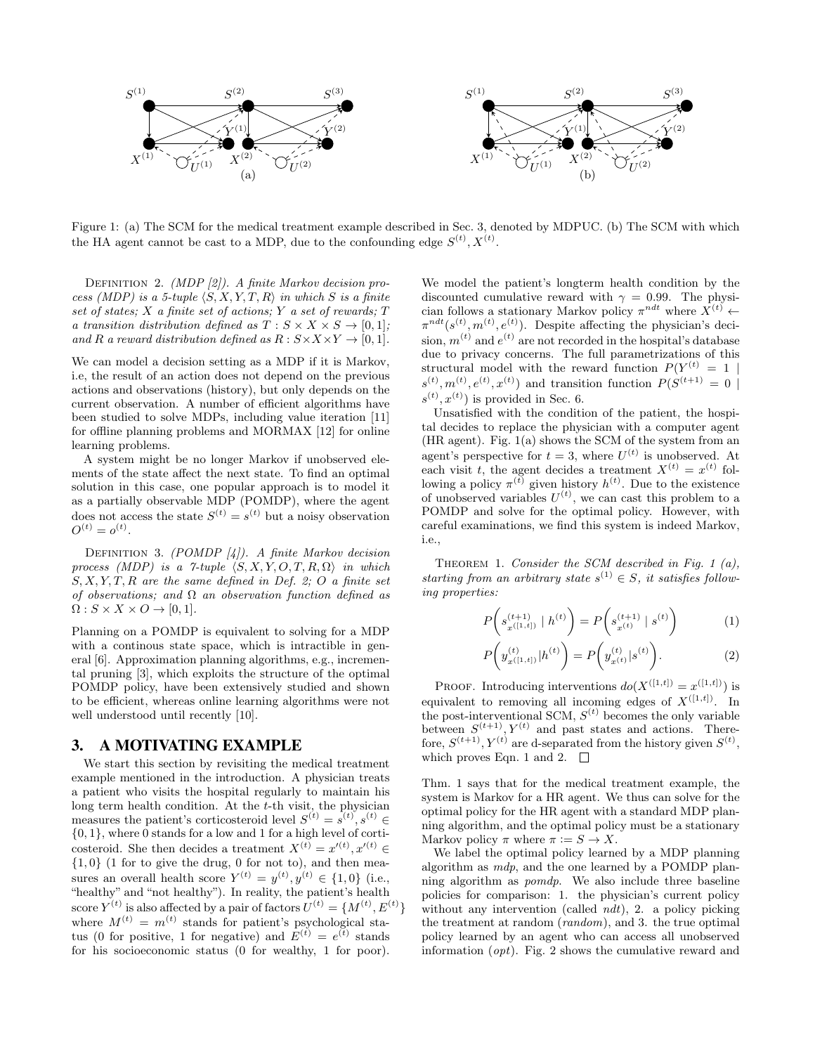Figure 1: (a) The SCM for the medical treatment example described in Sec. 3, denoted by MDPUC. (b) The SCM with which the HA agent cannot be cast to a MDP, due to the confounding edge $S^{(t)}, X^{(t)}$.

Definition 2. *(MDP [2]). A finite Markov decision process (MDP) is a 5-tuple $\langle S, X, Y, T, R \rangle$ in which $S$ is a finite set of states; $X$ a finite set of actions; $Y$ a set of rewards; $T$ a transition distribution defined as $T : S \times X \times S \to [0, 1]$; and $R$ a reward distribution defined as $R : S \times X \times Y \to [0, 1]$.*

We can model a decision setting as a MDP if it is Markov, i.e, the result of an action does not depend on the previous actions and observations (history), but only depends on the current observation. A number of efficient algorithms have been studied to solve MDPs, including value iteration [11] for offline planning problems and MORMAX [12] for online learning problems.

A system might be no longer Markov if unobserved elements of the state affect the next state. To find an optimal solution in this case, one popular approach is to model it as a partially observable MDP (POMDP), where the agent does not access the state $S^{(t)} = s^{(t)}$ but a noisy observation $O^{(t)} = o^{(t)}$.

Definition 3. *(POMDP [4]). A finite Markov decision process (MDP) is a 7-tuple $\langle S, X, Y, O, T, R, \Omega \rangle$ in which $S, X, Y, T, R$ are the same defined in Def. 2; $O$ a finite set of observations; and $\Omega$ an observation function defined as $\Omega : S \times X \times O \to [0, 1]$.*

Planning on a POMDP is equivalent to solving for a MDP with a continous state space, which is intractible in general [6]. Approximation planning algorithms, e.g., incremental pruning [3], which exploits the structure of the optimal POMDP policy, have been extensively studied and shown to be efficient, whereas online learning algorithms were not well understood until recently [10].

## 3. A MOTIVATING EXAMPLE

We start this section by revisiting the medical treatment example mentioned in the introduction. A physician treats a patient who visits the hospital regularly to maintain his long term health condition. At the $t$-th visit, the physician measures the patient's corticosteroid level $S^{(t)} = s^{(t)}, s^{(t)} \in \{0, 1\}$, where 0 stands for a low and 1 for a high level of corticosteroid. She then decides a treatment $X^{(t)} = x'^{(t)}, x'^{(t)} \in \{1, 0\}$ (1 for to give the drug, 0 for not to), and then measures an overall health score $Y^{(t)} = y^{(t)}, y^{(t)} \in \{1, 0\}$ (i.e., "healthy" and "not healthy"). In reality, the patient's health score $Y^{(t)}$ is also affected by a pair of factors $U^{(t)} = \{M^{(t)}, E^{(t)}\}$ where $M^{(t)} = m^{(t)}$ stands for patient's psychological status (0 for positive, 1 for negative) and $E^{(t)} = e^{(t)}$ stands for his socioeconomic status (0 for wealthy, 1 for poor). We model the patient's longterm health condition by the discounted cumulative reward with $\gamma = 0.99$. The physician follows a stationary Markov policy $\pi^{ndt}$ where $X^{(t)} \leftarrow \pi^{ndt}(s^{(t)}, m^{(t)}, e^{(t)})$. Despite affecting the physician's decision, $m^{(t)}$ and $e^{(t)}$ are not recorded in the hospital's database due to privacy concerns. The full parametrizations of this structural model with the reward function $P(Y^{(t)} = 1 \mid s^{(t)}, m^{(t)}, e^{(t)}, x^{(t)})$ and transition function $P(S^{(t+1)} = 0 \mid s^{(t)}, x^{(t)})$ is provided in Sec. 6.

Unsatisfied with the condition of the patient, the hospital decides to replace the physician with a computer agent (HR agent). Fig. 1(a) shows the SCM of the system from an agent's perspective for $t = 3$, where $U^{(t)}$ is unobserved. At each visit $t$, the agent decides a treatment $X^{(t)} = x^{(t)}$ following a policy $\pi^{(t)}$ given history $h^{(t)}$. Due to the existence of unobserved variables $U^{(t)}$, we can cast this problem to a POMDP and solve for the optimal policy. However, with careful examinations, we find this system is indeed Markov, i.e.,

Theorem 1. *Consider the SCM described in Fig. 1 (a), starting from an arbitrary state $s^{(1)} \in S$, it satisfies following properties:*

$$P\left(s^{(t+1)}_{x^{([1,t])}} \mid h^{(t)}\right) = P\left(s^{(t+1)}_{x^{(t)}} \mid s^{(t)}\right) \tag{1}$$

$$P\left(y^{(t)}_{x^{([1,t])}} \mid h^{(t)}\right) = P\left(y^{(t)}_{x^{(t)}} \mid s^{(t)}\right). \tag{2}$$

Proof. Introducing interventions $do(X^{([1,t])} = x^{([1,t])})$ is equivalent to removing all incoming edges of $X^{([1,t])}$. In the post-interventional SCM, $S^{(t)}$ becomes the only variable between $S^{(t+1)}, Y^{(t)}$ and past states and actions. Therefore, $S^{(t+1)}, Y^{(t)}$ are d-separated from the history given $S^{(t)}$, which proves Eqn. 1 and 2. □

Thm. 1 says that for the medical treatment example, the system is Markov for a HR agent. We thus can solve for the optimal policy for the HR agent with a standard MDP planning algorithm, and the optimal policy must be a stationary Markov policy $\pi$ where $\pi := S \to X$.

We label the optimal policy learned by a MDP planning algorithm as *mdp*, and the one learned by a POMDP planning algorithm as *pomdp*. We also include three baseline policies for comparison: 1. the physician's current policy without any intervention (called *ndt*), 2. a policy picking the treatment at random (*random*), and 3. the true optimal policy learned by an agent who can access all unobserved information (*opt*). Fig. 2 shows the cumulative reward and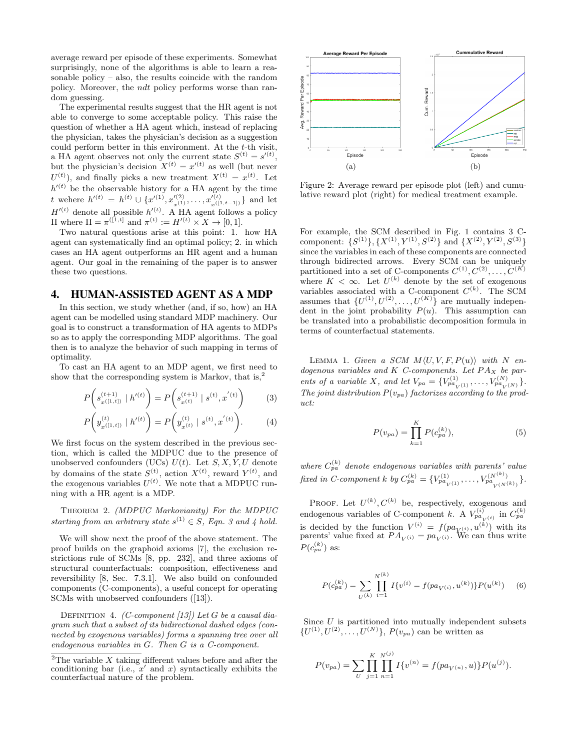average reward per episode of these experiments. Somewhat surprisingly, none of the algorithms is able to learn a reasonable policy – also, the results coincide with the random policy. Moreover, the *ndt* policy performs worse than random guessing.

The experimental results suggest that the HR agent is not able to converge to some acceptable policy. This raise the question of whether a HA agent which, instead of replacing the physician, takes the physician's decision as a suggestion could perform better in this environment. At the $t$-th visit, a HA agent observes not only the current state $S^{(t)} = s'^{(t)}$, but the physician's decision $X^{(t)} = x'^{(t)}$ as well (but never $U^{(t)}$), and finally picks a new treatment $X^{(t)} = x^{(t)}$. Let $h'^{(t)}$ be the observable history for a HA agent by the time $t$ wehere $h'^{(t)} = h^{(t)} \cup \{x'^{(1)}, x'^{(2)}_{x^{(1)}}, \dots, x'^{(t)}_{x^{([1,t-1])}}\}$ and let $H'^{(t)}$ denote all possible $h'^{(t)}$. A HA agent follows a policy $\Pi$ where $\Pi = \pi^{([1,t]}$ and $\pi^{(t)} := H'^{(t)} \times X \to [0,1]$.

Two natural questions arise at this point: 1. how HA agent can systematically find an optimal policy; 2. in which cases an HA agent outperforms an HR agent and a human agent. Our goal in the remaining of the paper is to answer these two questions.

## 4. HUMAN-ASSISTED AGENT AS A MDP

In this section, we study whether (and, if so, how) an HA agent can be modelled using standard MDP machinery. Our goal is to construct a transformation of HA agents to MDPs so as to apply the corresponding MDP algorithms. The goal then is to analyze the behavior of such mapping in terms of optimality.

To cast an HA agent to an MDP agent, we first need to show that the corresponding system is Markov, that is,[2]

$$P\left(s^{(t+1)}_{x^{([1,t])}} \mid h'^{(t)}\right) = P\left(s^{(t+1)}_{x^{(t)}} \mid s^{(t)}, x'^{(t)}\right) \quad (3)$$

$$P\left(y^{(t)}_{x^{([1,t])}} \mid h'^{(t)}\right) = P\left(y^{(t)}_{x^{(t)}} \mid s^{(t)}, x'^{(t)}\right). \quad (4)$$

We first focus on the system described in the previous section, which is called the MDPUC due to the presence of unobserved confounders (UCs) $U(t)$. Let $S, X, Y, U$ denote by domains of the state $S^{(t)}$, action $X^{(t)}$, reward $Y^{(t)}$, and the exogenous variables $U^{(t)}$. We note that a MDPUC running with a HR agent is a MDP.

Theorem 2. *(MDPUC Markovianity) For the MDPUC starting from an arbitrary state $s^{(1)} \in S$, Eqn. 3 and 4 hold.*

We will show next the proof of the above statement. The proof builds on the graphoid axioms [7], the exclusion restrictions rule of SCMs [8, pp. 232], and three axioms of structural counterfactuals: composition, effectiveness and reversibility [8, Sec. 7.3.1]. We also build on confounded components (C-components), a useful concept for operating SCMs with unobserved confounders ([13]).

Definition 4. *(C-component [13]) Let $G$ be a causal diagram such that a subset of its bidirectional dashed edges (connected by exogenous variables) forms a spanning tree over all endogenous variables in $G$. Then $G$ is a C-component.*

[2]The variable $X$ taking different values before and after the conditioning bar (i.e., $x'$ and $x$) syntactically exhibits the counterfactual nature of the problem.

Figure 2: Average reward per episode plot (left) and cumulative reward plot (right) for medical treatment example.

For example, the SCM described in Fig. 1 contains 3 C-component: $\{S^{(1)}\}, \{X^{(1)}, Y^{(1)}, S^{(2)}\}$ and $\{X^{(2)}, Y^{(2)}, S^{(3)}\}$ since the variables in each of these components are connected through bidirected arrows. Every SCM can be uniquely partitioned into a set of C-components $C^{(1)}, C^{(2)}, \dots, C^{(K)}$ where $K < \infty$. Let $U^{(k)}$ denote by the set of exogenous variables associated with a C-component $C^{(k)}$. The SCM assumes that $\{U^{(1)}, U^{(2)}, \dots, U^{(K)}\}$ are mutually independent in the joint probability $P(u)$. This assumption can be translated into a probabilistic decomposition formula in terms of counterfactual statements.

Lemma 1. *Given a SCM $M\langle U, V, F, P(u)\rangle$ with $N$ endogenous variables and $K$ C-components. Let $PA_X$ be parents of a variable $X$, and let $V_{pa} = \{V^{(1)}_{pa_{V^{(1)}}}, \dots, V^{(N)}_{pa_{V^{(N)}}}\}$. The joint distribution $P(v_{pa})$ factorizes according to the product:*

$$P(v_{pa}) = \prod_{k=1}^{K} P(c^{(k)}_{pa}), \quad (5)$$

*where $C^{(k)}_{pa}$ denote endogenous variables with parents' value fixed in C-component $k$ by $C^{(k)}_{pa} = \{V^{(1)}_{pa_{V^{(1)}}}, \dots, V^{(N^{(k)})}_{pa_{V^{(N^{(k)})}}}\}$.*

Proof. Let $U^{(k)}, C^{(k)}$ be, respectively, exogenous and endogenous variables of C-component $k$. A $V^{(i)}_{pa_{V^{(i)}}}$ in $C^{(k)}_{pa}$ is decided by the function $V^{(i)} = f(pa_{V^{(i)}}, u^{(k)})$ with its parents' value fixed at $PA_{V^{(i)}} = pa_{V^{(i)}}$. We can thus write $P(c^{(k)}_{pa})$ as:

$$P(c^{(k)}_{pa}) = \sum_{U^{(k)}} \prod_{i=1}^{N^{(k)}} I\{v^{(i)} = f(pa_{V^{(i)}}, u^{(k)})\} P(u^{(k)}) \quad (6)$$

Since $U$ is partitioned into mutually independent subsets $\{U^{(1)}, U^{(2)}, \dots, U^{(N)}\}$, $P(v_{pa})$ can be written as

$$P(v_{pa}) = \sum_{U} \prod_{j=1}^{K} \prod_{n=1}^{N^{(j)}} I\{v^{(n)} = f(pa_{V^{(n)}}, u)\} P(u^{(j)}).$$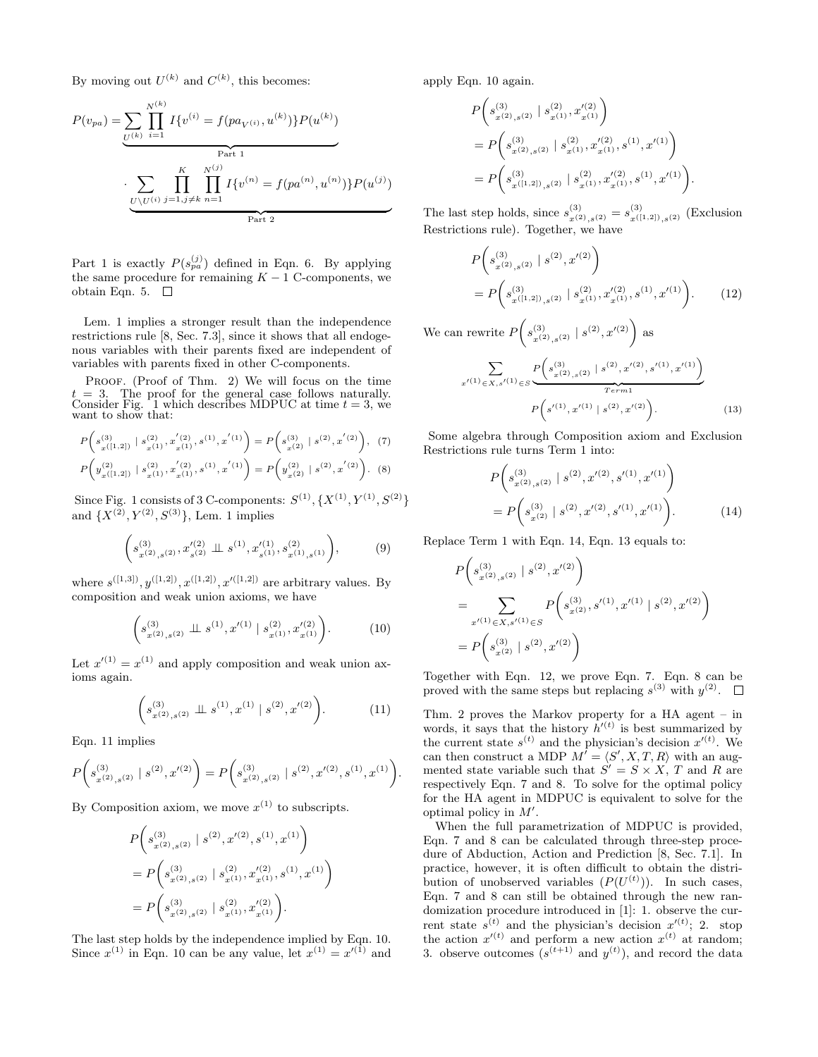By moving out $U^{(k)}$ and $C^{(k)}$, this becomes:

$$P(v_{pa}) = \underbrace{\sum_{U^{(k)}} \prod_{i=1}^{N^{(k)}} I\{v^{(i)} = f(pa_{V^{(i)}}, u^{(k)})\} P(u^{(k)})}_{\text{Part 1}}$$
$$\cdot \underbrace{\sum_{U \setminus U^{(i)}} \prod_{j=1, j \neq k}^{K} \prod_{n=1}^{N^{(j)}} I\{v^{(n)} = f(pa^{(n)}, u^{(n)})\} P(u^{(j)})}_{\text{Part 2}}$$

Part 1 is exactly $P(s_{pa}^{(j)})$ defined in Eqn. 6. By applying the same procedure for remaining $K-1$ C-components, we obtain Eqn. 5. □

Lem. 1 implies a stronger result than the independence restrictions rule [8, Sec. 7.3], since it shows that all endogenous variables with their parents fixed are independent of variables with parents fixed in other C-components.

Proof. (Proof of Thm. 2) We will focus on the time $t = 3$. The proof for the general case follows naturally. Consider Fig. 1 which describes MDPUC at time $t = 3$, we want to show that:

$$P\left(s^{(3)}_{x([1,2])} \mid s^{(2)}_{x^{(1)}}, {x'}^{(2)}_{x^{(1)}}, s^{(1)}, {x'}^{(1)}\right) = P\left(s^{(3)}_{x^{(2)}} \mid s^{(2)}, {x'}^{(2)}\right), \quad (7)$$

$$P\left(y^{(2)}_{x([1,2])} \mid s^{(2)}_{x^{(1)}}, {x'}^{(2)}_{x^{(1)}}, s^{(1)}, {x'}^{(1)}\right) = P\left(y^{(2)}_{x^{(2)}} \mid s^{(2)}, {x'}^{(2)}\right). \quad (8)$$

Since Fig. 1 consists of 3 C-components: $S^{(1)}, \{X^{(1)}, Y^{(1)}, S^{(2)}\}$ and $\{X^{(2)}, Y^{(2)}, S^{(3)}\}$, Lem. 1 implies

$$\left(s^{(3)}_{x^{(2)}, s^{(2)}}, {x'}^{(2)}_{s^{(2)}} \perp\!\!\!\perp s^{(1)}, {x'}^{(1)}_{s^{(1)}}, s^{(2)}_{x^{(1)}, s^{(1)}}\right), \quad (9)$$

where $s^{([1,3])}, y^{([1,2])}, x^{([1,2])}, x'^{([1,2])}$ are arbitrary values. By composition and weak union axioms, we have

$$\left(s^{(3)}_{x^{(2)}, s^{(2)}} \perp\!\!\!\perp s^{(1)}, {x'}^{(1)} \mid s^{(2)}_{x^{(1)}}, {x'}^{(2)}_{x^{(1)}}\right). \quad (10)$$

Let ${x'}^{(1)} = x^{(1)}$ and apply composition and weak union axioms again.

$$\left(s^{(3)}_{x^{(2)}, s^{(2)}} \perp\!\!\!\perp s^{(1)}, x^{(1)} \mid s^{(2)}, {x'}^{(2)}\right). \quad (11)$$

Eqn. 11 implies

$$P\left(s^{(3)}_{x^{(2)}, s^{(2)}} \mid s^{(2)}, {x'}^{(2)}\right) = P\left(s^{(3)}_{x^{(2)}, s^{(2)}} \mid s^{(2)}, {x'}^{(2)}, s^{(1)}, x^{(1)}\right).$$

By Composition axiom, we move $x^{(1)}$ to subscripts.

$$\begin{aligned}
&P\left(s^{(3)}_{x^{(2)}, s^{(2)}} \mid s^{(2)}, {x'}^{(2)}, s^{(1)}, x^{(1)}\right) \\
&= P\left(s^{(3)}_{x^{(2)}, s^{(2)}} \mid s^{(2)}_{x^{(1)}}, {x'}^{(2)}_{x^{(1)}}, s^{(1)}, x^{(1)}\right) \\
&= P\left(s^{(3)}_{x^{(2)}, s^{(2)}} \mid s^{(2)}_{x^{(1)}}, {x'}^{(2)}_{x^{(1)}}\right).
\end{aligned}$$

The last step holds by the independence implied by Eqn. 10. Since $x^{(1)}$ in Eqn. 10 can be any value, let $x^{(1)} = {x'}^{(1)}$ and apply Eqn. 10 again.

$$\begin{aligned}
&P\left(s^{(3)}_{x^{(2)}, s^{(2)}} \mid s^{(2)}_{x^{(1)}}, {x'}^{(2)}_{x^{(1)}}\right) \\
&= P\left(s^{(3)}_{x^{(2)}, s^{(2)}} \mid s^{(2)}_{x^{(1)}}, {x'}^{(2)}_{x^{(1)}}, s^{(1)}, {x'}^{(1)}\right) \\
&= P\left(s^{(3)}_{x([1,2]), s^{(2)}} \mid s^{(2)}_{x^{(1)}}, {x'}^{(2)}_{x^{(1)}}, s^{(1)}, {x'}^{(1)}\right).
\end{aligned}$$

The last step holds, since $s^{(3)}_{x^{(2)}, s^{(2)}} = s^{(3)}_{x([1,2]), s^{(2)}}$ (Exclusion Restrictions rule). Together, we have

$$\begin{aligned}
&P\left(s^{(3)}_{x^{(2)}, s^{(2)}} \mid s^{(2)}, {x'}^{(2)}\right) \\
&= P\left(s^{(3)}_{x([1,2]), s^{(2)}} \mid s^{(2)}_{x^{(1)}}, {x'}^{(2)}_{x^{(1)}}, s^{(1)}, {x'}^{(1)}\right). \quad (12)
\end{aligned}$$

We can rewrite $P\left(s^{(3)}_{x^{(2)}, s^{(2)}} \mid s^{(2)}, {x'}^{(2)}\right)$ as

$$\sum_{{x'}^{(1)} \in X, {s'}^{(1)} \in S} \underbrace{P\left(s^{(3)}_{x^{(2)}, s^{(2)}} \mid s^{(2)}, {x'}^{(2)}, {s'}^{(1)}, {x'}^{(1)}\right)}_{Term 1}$$
$$P\left({s'}^{(1)}, {x'}^{(1)} \mid s^{(2)}, {x'}^{(2)}\right). \quad (13)$$

Some algebra through Composition axiom and Exclusion Restrictions rule turns Term 1 into:

$$\begin{aligned}
&P\left(s^{(3)}_{x^{(2)}, s^{(2)}} \mid s^{(2)}, {x'}^{(2)}, {s'}^{(1)}, {x'}^{(1)}\right) \\
&= P\left(s^{(3)}_{x^{(2)}} \mid s^{(2)}, {x'}^{(2)}, {s'}^{(1)}, {x'}^{(1)}\right). \quad (14)
\end{aligned}$$

Replace Term 1 with Eqn. 14, Eqn. 13 equals to:

$$\begin{aligned}
&P\left(s^{(3)}_{x^{(2)}, s^{(2)}} \mid s^{(2)}, {x'}^{(2)}\right) \\
&= \sum_{{x'}^{(1)} \in X, {s'}^{(1)} \in S} P\left(s^{(3)}_{x^{(2)}}, {s'}^{(1)}, {x'}^{(1)} \mid s^{(2)}, {x'}^{(2)}\right) \\
&= P\left(s^{(3)}_{x^{(2)}} \mid s^{(2)}, {x'}^{(2)}\right)
\end{aligned}$$

Together with Eqn. 12, we prove Eqn. 7. Eqn. 8 can be proved with the same steps but replacing $s^{(3)}$ with $y^{(2)}$. □

Thm. 2 proves the Markov property for a HA agent – in words, it says that the history $h'^{(t)}$ is best summarized by the current state $s^{(t)}$ and the physician's decision $x'^{(t)}$. We can then construct a MDP $M' = \langle S', X, T, R\rangle$ with an augmented state variable such that $S' = S \times X$, $T$ and $R$ are respectively Eqn. 7 and 8. To solve for the optimal policy for the HA agent in MDPUC is equivalent to solve for the optimal policy in $M'$.

When the full parametrization of MDPUC is provided, Eqn. 7 and 8 can be calculated through three-step procedure of Abduction, Action and Prediction [8, Sec. 7.1]. In practice, however, it is often difficult to obtain the distribution of unobserved variables ($P(U^{(t)})$). In such cases, Eqn. 7 and 8 can still be obtained through the new randomization procedure introduced in [1]: 1. observe the current state $s^{(t)}$ and the physician's decision $x'^{(t)}$; 2. stop the action $x'^{(t)}$ and perform a new action $x^{(t)}$ at random; 3. observe outcomes ($s^{(t+1)}$ and $y^{(t)}$), and record the data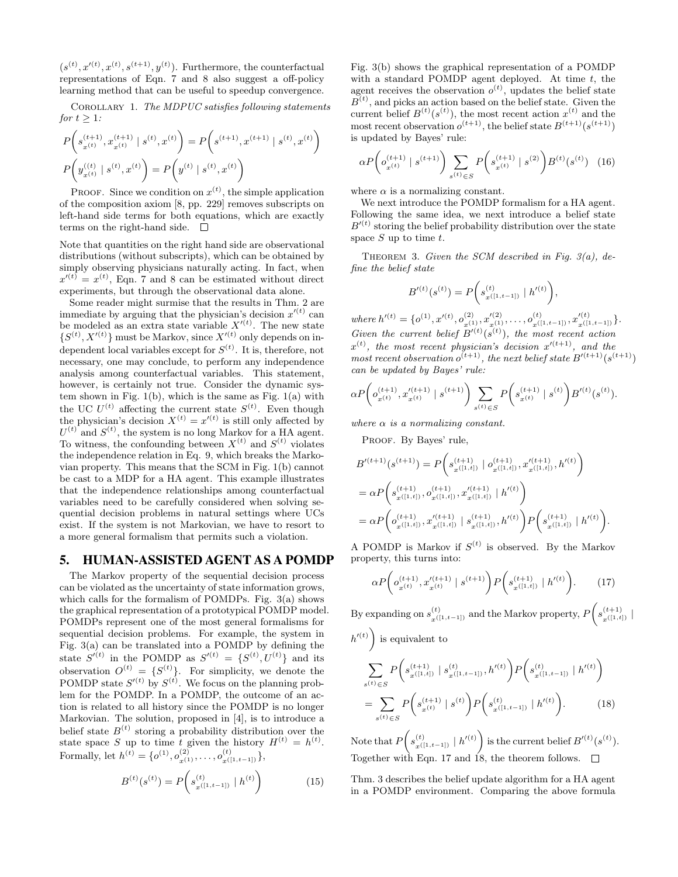$(s^{(t)}, x'^{(t)}, x^{(t)}, s^{(t+1)}, y^{(t)})$. Furthermore, the counterfactual representations of Eqn. 7 and 8 also suggest a off-policy learning method that can be useful to speedup convergence.

COROLLARY 1. *The MDPUC satisfies following statements for $t \geq 1$:*

$$P\left(s^{(t+1)}_{x^{(t)}}, x^{(t+1)}_{x^{(t)}} \mid s^{(t)}, x^{(t)}\right) = P\left(s^{(t+1)}, x^{(t+1)} \mid s^{(t)}, x^{(t)}\right)$$

$$P\left(y^{((t)}_{x^{(t)}} \mid s^{(t)}, x^{(t)}\right) = P\left(y^{(t)} \mid s^{(t)}, x^{(t)}\right)$$

PROOF. Since we condition on $x^{(t)}$, the simple application of the composition axiom [8, pp. 229] removes subscripts on left-hand side terms for both equations, which are exactly terms on the right-hand side. $\square$

Note that quantities on the right hand side are observational distributions (without subscripts), which can be obtained by simply observing physicians naturally acting. In fact, when $x'^{(t)} = x^{(t)}$, Eqn. 7 and 8 can be estimated without direct experiments, but through the observational data alone.

Some reader might surmise that the results in Thm. 2 are immediate by arguing that the physician's decision $x'^{(t)}$ can be modeled as an extra state variable $X'^{(t)}$. The new state $\{S^{(t)}, X'^{(t)}\}$ must be Markov, since $X'^{(t)}$ only depends on independent local variables except for $S^{(t)}$. It is, therefore, not necessary, one may conclude, to perform any independence analysis among counterfactual variables. This statement, however, is certainly not true. Consider the dynamic system shown in Fig. 1(b), which is the same as Fig. 1(a) with the UC $U^{(t)}$ affecting the current state $S^{(t)}$. Even though the physician's decision $X^{(t)} = x'^{(t)}$ is still only affected by $U^{(t)}$ and $S^{(t)}$, the system is no long Markov for a HA agent. To witness, the confounding between $X^{(t)}$ and $S^{(t)}$ violates the independence relation in Eq. 9, which breaks the Markovian property. This means that the SCM in Fig. 1(b) cannot be cast to a MDP for a HA agent. This example illustrates that the independence relationships among counterfactual variables need to be carefully considered when solving sequential decision problems in natural settings where UCs exist. If the system is not Markovian, we have to resort to a more general formalism that permits such a violation.

## 5. HUMAN-ASSISTED AGENT AS A POMDP

The Markov property of the sequential decision process can be violated as the uncertainty of state information grows, which calls for the formalism of POMDPs. Fig. 3(a) shows the graphical representation of a prototypical POMDP model. POMDPs represent one of the most general formalisms for sequential decision problems. For example, the system in Fig. 3(a) can be translated into a POMDP by defining the state $S'^{(t)}$ in the POMDP as $S'^{(t)} = \{S^{(t)}, U^{(t)}\}$ and its observation $O^{(t)} = \{S^{(t)}\}$. For simplicity, we denote the POMDP state $S'^{(t)}$ by $S^{(t)}$. We focus on the planning problem for the POMDP. In a POMDP, the outcome of an action is related to all history since the POMDP is no longer Markovian. The solution, proposed in [4], is to introduce a belief state $B^{(t)}$ storing a probability distribution over the state space $S$ up to time $t$ given the history $H^{(t)} = h^{(t)}$. Formally, let $h^{(t)} = \{o^{(1)}, o^{(2)}_{x^{(1)}}, \ldots, o^{(t)}_{x^{([1,t-1])}}\}$,

$$B^{(t)}(s^{(t)}) = P\left(s^{(t)}_{x^{([1,t-1])}} \mid h^{(t)}\right) \tag{15}$$

Fig. 3(b) shows the graphical representation of a POMDP with a standard POMDP agent deployed. At time $t$, the agent receives the observation $o^{(t)}$, updates the belief state $B^{(t)}$, and picks an action based on the belief state. Given the current belief $B^{(t)}(s^{(t)})$, the most recent action $x^{(t)}$ and the most recent observation $o^{(t+1)}$, the belief state $B^{(t+1)}(s^{(t+1)})$ is updated by Bayes' rule:

$$\alpha P\left(o^{(t+1)}_{x^{(t)}} \mid s^{(t+1)}\right) \sum_{s^{(t)} \in S} P\left(s^{(t+1)}_{x^{(t)}} \mid s^{(2)}\right) B^{(t)}(s^{(t)}) \tag{16}$$

where $\alpha$ is a normalizing constant.

We next introduce the POMDP formalism for a HA agent. Following the same idea, we next introduce a belief state $B'^{(t)}$ storing the belief probability distribution over the state space $S$ up to time $t$.

THEOREM 3. *Given the SCM described in Fig. 3(a), define the belief state*

$$B'^{(t)}(s^{(t)}) = P\left(s^{(t)}_{x^{([1,t-1])}} \mid h'^{(t)}\right),$$

*where* $h'^{(t)} = \{o^{(1)}, x'^{(t)}, o^{(2)}_{x^{(1)}}, x'^{(2)}_{x^{(1)}}, \ldots, o^{(t)}_{x^{([1,t-1])}}, x'^{(t)}_{x^{([1,t-1])}}\}$. *Given the current belief $B'^{(t)}(s^{(t)})$, the most recent action $x^{(t)}$, the most recent physician's decision $x'^{(t+1)}$, and the most recent observation $o^{(t+1)}$, the next belief state $B'^{(t+1)}(s^{(t+1)})$ can be updated by Bayes' rule:*

$$\alpha P\left(o^{(t+1)}_{x^{(t)}}, x'^{(t+1)}_{x^{(t)}} \mid s^{(t+1)}\right) \sum_{s^{(t)} \in S} P\left(s^{(t+1)}_{x^{(t)}} \mid s^{(t)}\right) B'^{(t)}(s^{(t)}).$$

*where $\alpha$ is a normalizing constant.*

PROOF. By Bayes' rule,

$$B'^{(t+1)}(s^{(t+1)}) = P\left(s^{(t+1)}_{x^{([1,t])}} \mid o^{(t+1)}_{x^{([1,t])}}, x'^{(t+1)}_{x^{([1,t])}}, h'^{(t)}\right)$$

$$= \alpha P\left(s^{(t+1)}_{x^{([1,t])}}, o^{(t+1)}_{x^{([1,t])}}, x'^{(t+1)}_{x^{([1,t])}} \mid h'^{(t)}\right)$$

$$= \alpha P\left(o^{(t+1)}_{x^{([1,t])}}, x'^{(t+1)}_{x^{([1,t])}} \mid s^{(t+1)}_{x^{([1,t])}}, h'^{(t)}\right) P\left(s^{(t+1)}_{x^{([1,t])}} \mid h'^{(t)}\right).$$

A POMDP is Markov if $S^{(t)}$ is observed. By the Markov property, this turns into:

$$\alpha P\left(o^{(t+1)}_{x^{(t)}}, x'^{(t+1)}_{x^{(t)}} \mid s^{(t+1)}\right) P\left(s^{(t+1)}_{x^{([1,t])}} \mid h'^{(t)}\right). \tag{17}$$

By expanding on $s^{(t)}_{x^{([1,t-1])}}$ and the Markov property, $P\left(s^{(t+1)}_{x^{([1,t])}} \mid h'^{(t)}\right)$ is equivalent to

$$\sum_{s^{(t)} \in S} P\left(s^{(t+1)}_{x^{([1,t])}} \mid s^{(t)}_{x^{([1,t-1])}}, h'^{(t)}\right) P\left(s^{(t)}_{x^{([1,t-1])}} \mid h'^{(t)}\right)$$

$$= \sum_{s^{(t)} \in S} P\left(s^{(t+1)}_{x^{(t)}} \mid s^{(t)}\right) P\left(s^{(t)}_{x^{([1,t-1])}} \mid h'^{(t)}\right). \tag{18}$$

Note that $P\left(s^{(t)}_{x^{([1,t-1])}} \mid h'^{(t)}\right)$ is the current belief $B'^{(t)}(s^{(t)})$. Together with Eqn. 17 and 18, the theorem follows. $\square$

Thm. 3 describes the belief update algorithm for a HA agent in a POMDP environment. Comparing the above formula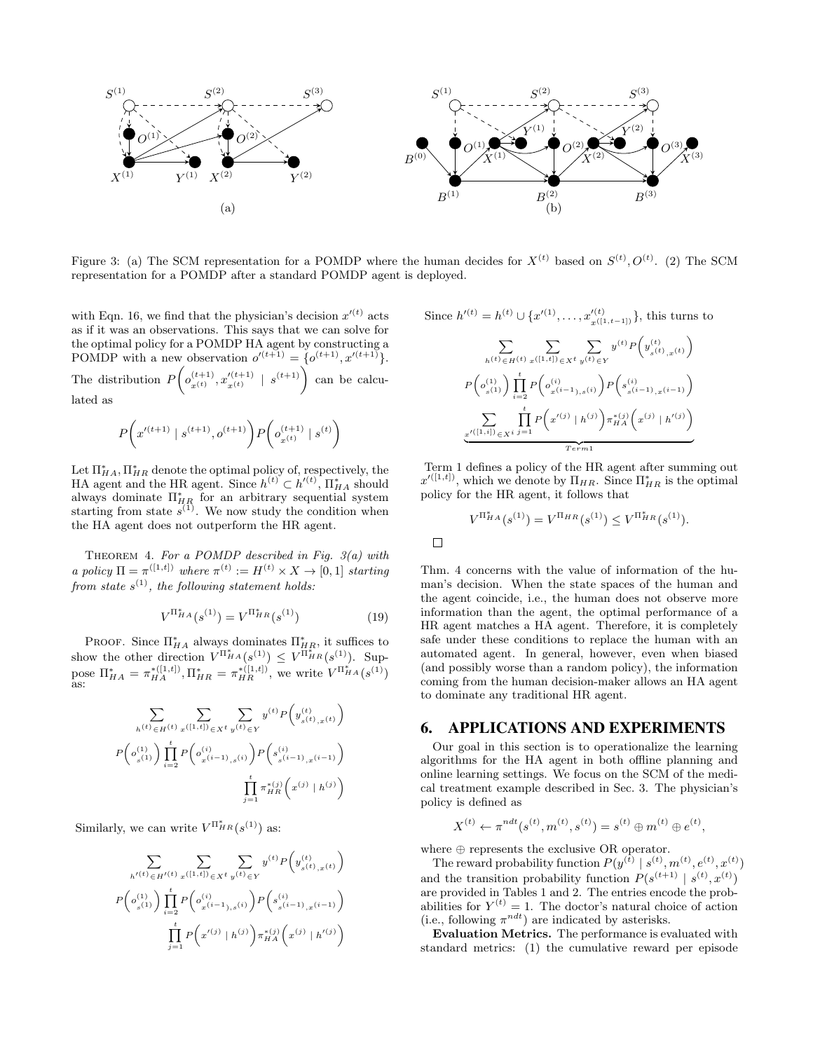Figure 3: (a) The SCM representation for a POMDP where the human decides for $X^{(t)}$ based on $S^{(t)}, O^{(t)}$. (2) The SCM representation for a POMDP after a standard POMDP agent is deployed.

with Eqn. 16, we find that the physician's decision $x'^{(t)}$ acts as if it was an observations. This says that we can solve for the optimal policy for a POMDP HA agent by constructing a POMDP with a new observation $o'^{(t+1)} = \{o^{(t+1)}, x'^{(t+1)}\}$. The distribution $P\left(o^{(t+1)}_{x^{(t)}}, x'^{(t+1)}_{x^{(t)}} \mid s^{(t+1)}\right)$ can be calculated as

$$P\left(x'^{(t+1)} \mid s^{(t+1)}, o^{(t+1)}\right) P\left(o^{(t+1)}_{x^{(t)}} \mid s^{(t)}\right)$$

Let $\Pi^*_{HA}, \Pi^*_{HR}$ denote the optimal policy of, respectively, the HA agent and the HR agent. Since $h^{(t)} \subset h'^{(t)}$, $\Pi^*_{HA}$ should always dominate $\Pi^*_{HR}$ for an arbitrary sequential system starting from state $s^{(1)}$. We now study the condition when the HA agent does not outperform the HR agent.

Theorem 4. *For a POMDP described in Fig. 3(a) with a policy $\Pi = \pi^{([1,t])}$ where $\pi^{(t)} := H^{(t)} \times X \to [0, 1]$ starting from state $s^{(1)}$, the following statement holds:*

$$V^{\Pi^*_{HA}}(s^{(1)}) = V^{\Pi^*_{HR}}(s^{(1)}) \tag{19}$$

Proof. Since $\Pi^*_{HA}$ always dominates $\Pi^*_{HR}$, it suffices to show the other direction $V^{\Pi^*_{HA}}(s^{(1)}) \leq V^{\Pi^*_{HR}}(s^{(1)})$. Suppose $\Pi^*_{HA} = \pi^{*([1,t])}_{HA}, \Pi^*_{HR} = \pi^{*([1,t])}_{HR}$, we write $V^{\Pi^*_{HA}}(s^{(1)})$ as:

$$\sum_{h^{(t)} \in H^{(t)}} \sum_{x^{([1,t])} \in X^t} \sum_{y^{(t)} \in Y} y^{(t)} P\left(y^{(t)}_{s^{(t)}, x^{(t)}}\right)$$
$$P\left(o^{(1)}_{s^{(1)}}\right) \prod_{i=2}^{t} P\left(o^{(i)}_{x^{(i-1)}, s^{(i)}}\right) P\left(s^{(i)}_{s^{(i-1)}, x^{(i-1)}}\right)$$
$$\prod_{j=1}^{t} \pi^{*(j)}_{HR}\left(x^{(j)} \mid h^{(j)}\right)$$

Similarly, we can write $V^{\Pi^*_{HR}}(s^{(1)})$ as:

$$\sum_{h'^{(t)} \in H'^{(t)}} \sum_{x^{([1,t])} \in X^t} \sum_{y^{(t)} \in Y} y^{(t)} P\left(y^{(t)}_{s^{(t)}, x^{(t)}}\right)$$
$$P\left(o^{(1)}_{s^{(1)}}\right) \prod_{i=2}^{t} P\left(o^{(i)}_{x^{(i-1)}, s^{(i)}}\right) P\left(s^{(i)}_{s^{(i-1)}, x^{(i-1)}}\right)$$
$$\prod_{j=1}^{t} P\left(x'^{(j)} \mid h^{(j)}\right) \pi^{*(j)}_{HA}\left(x^{(j)} \mid h'^{(j)}\right)$$

Since $h'^{(t)} = h^{(t)} \cup \{x'^{(1)}, \ldots, x'^{(t)}_{x^{([1,t-1])}}\}$, this turns to

$$\sum_{h^{(t)} \in H^{(t)}} \sum_{x^{([1,t])} \in X^t} \sum_{y^{(t)} \in Y} y^{(t)} P\left(y^{(t)}_{s^{(t)}, x^{(t)}}\right)$$
$$P\left(o^{(1)}_{s^{(1)}}\right) \prod_{i=2}^{t} P\left(o^{(i)}_{x^{(i-1)}, s^{(i)}}\right) P\left(s^{(i)}_{s^{(i-1)}, x^{(i-1)}}\right)$$
$$\underbrace{\sum_{x'^{([1,i])} \in X^i} \prod_{j=1}^{t} P\left(x'^{(j)} \mid h^{(j)}\right) \pi^{*(j)}_{HA}\left(x^{(j)} \mid h'^{(j)}\right)}_{Term1}$$

Term 1 defines a policy of the HR agent after summing out $x'^{([1,t])}$, which we denote by $\Pi_{HR}$. Since $\Pi^*_{HR}$ is the optimal policy for the HR agent, it follows that

$$V^{\Pi^*_{HA}}(s^{(1)}) = V^{\Pi_{HR}}(s^{(1)}) \leq V^{\Pi^*_{HR}}(s^{(1)}).$$

□

Thm. 4 concerns with the value of information of the human's decision. When the state spaces of the human and the agent coincide, i.e., the human does not observe more information than the agent, the optimal performance of a HR agent matches a HA agent. Therefore, it is completely safe under these conditions to replace the human with an automated agent. In general, however, even when biased (and possibly worse than a random policy), the information coming from the human decision-maker allows an HA agent to dominate any traditional HR agent.

## 6. APPLICATIONS AND EXPERIMENTS

Our goal in this section is to operationalize the learning algorithms for the HA agent in both offline planning and online learning settings. We focus on the SCM of the medical treatment example described in Sec. 3. The physician's policy is defined as

$$X^{(t)} \leftarrow \pi^{ndt}(s^{(t)}, m^{(t)}, s^{(t)}) = s^{(t)} \oplus m^{(t)} \oplus e^{(t)},$$

where $\oplus$ represents the exclusive OR operator.

The reward probability function $P(y^{(t)} \mid s^{(t)}, m^{(t)}, e^{(t)}, x^{(t)})$ and the transition probability function $P(s^{(t+1)} \mid s^{(t)}, x^{(t)})$ are provided in Tables 1 and 2. The entries encode the probabilities for $Y^{(t)} = 1$. The doctor's natural choice of action (i.e., following $\pi^{ndt}$) are indicated by asterisks.

**Evaluation Metrics.** The performance is evaluated with standard metrics: (1) the cumulative reward per episode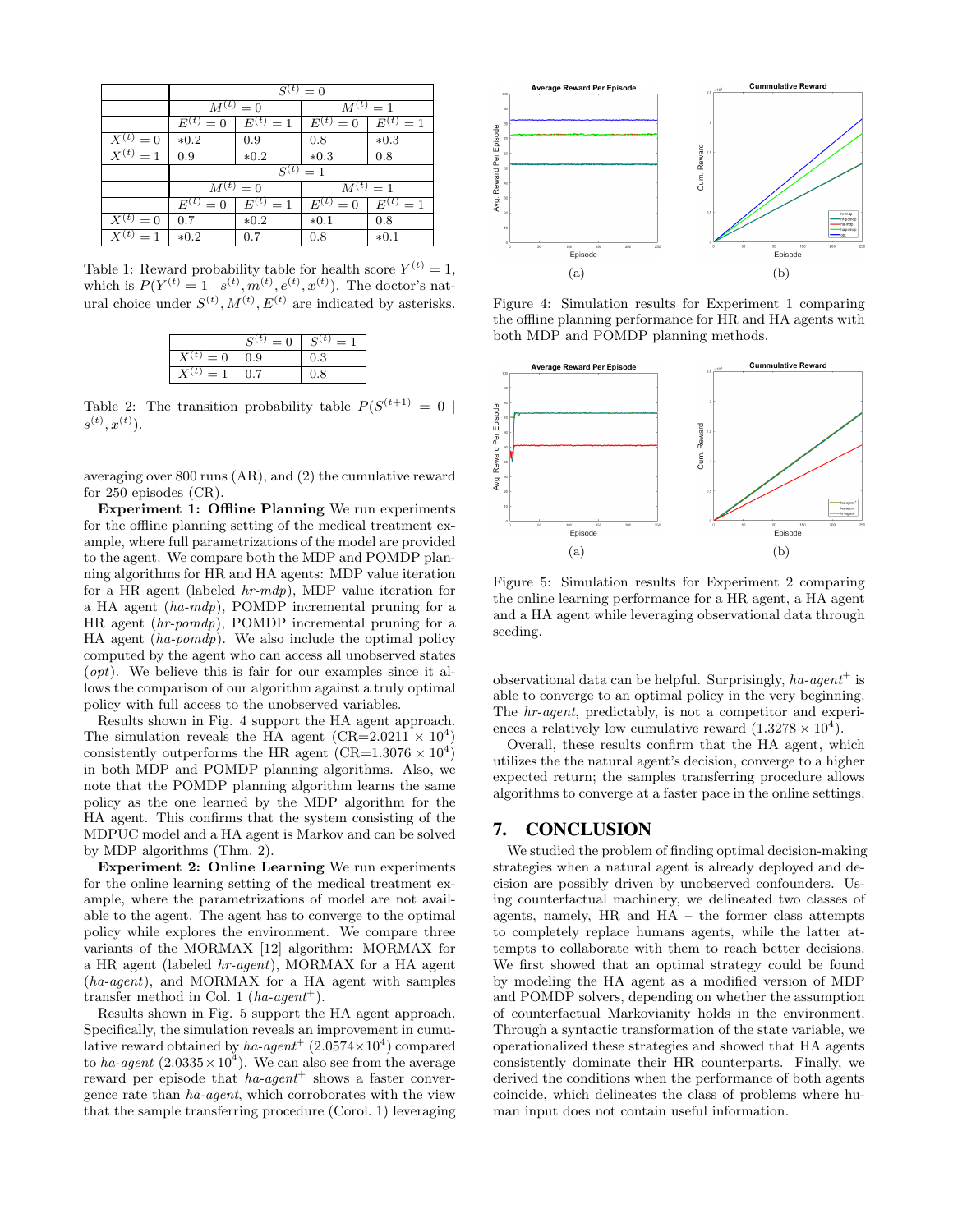|  | $S^{(t)} = 0$ | | | |
|---|---|---|---|---|
|  | $M^{(t)} = 0$ | | $M^{(t)} = 1$ | |
|  | $E^{(t)} = 0$ | $E^{(t)} = 1$ | $E^{(t)} = 0$ | $E^{(t)} = 1$ |
| $X^{(t)} = 0$ | *0.2 | 0.9 | 0.8 | *0.3 |
| $X^{(t)} = 1$ | 0.9 | *0.2 | *0.3 | 0.8 |
|  | $S^{(t)} = 1$ | | | |
|  | $M^{(t)} = 0$ | | $M^{(t)} = 1$ | |
|  | $E^{(t)} = 0$ | $E^{(t)} = 1$ | $E^{(t)} = 0$ | $E^{(t)} = 1$ |
| $X^{(t)} = 0$ | 0.7 | *0.2 | *0.1 | 0.8 |
| $X^{(t)} = 1$ | *0.2 | 0.7 | 0.8 | *0.1 |

Table 1: Reward probability table for health score $Y^{(t)} = 1$, which is $P(Y^{(t)} = 1 \mid s^{(t)}, m^{(t)}, e^{(t)}, x^{(t)})$. The doctor's natural choice under $S^{(t)}, M^{(t)}, E^{(t)}$ are indicated by asterisks.

|  | $S^{(t)} = 0$ | $S^{(t)} = 1$ |
|---|---|---|
| $X^{(t)} = 0$ | 0.9 | 0.3 |
| $X^{(t)} = 1$ | 0.7 | 0.8 |

Table 2: The transition probability table $P(S^{(t+1)} = 0 \mid s^{(t)}, x^{(t)})$.

averaging over 800 runs (AR), and (2) the cumulative reward for 250 episodes (CR).

**Experiment 1: Offline Planning** We run experiments for the offline planning setting of the medical treatment example, where full parametrizations of the model are provided to the agent. We compare both the MDP and POMDP planning algorithms for HR and HA agents: MDP value iteration for a HR agent (labeled *hr-mdp*), MDP value iteration for a HA agent (*ha-mdp*), POMDP incremental pruning for a HR agent (*hr-pomdp*), POMDP incremental pruning for a HA agent (*ha-pomdp*). We also include the optimal policy computed by the agent who can access all unobserved states (*opt*). We believe this is fair for our examples since it allows the comparison of our algorithm against a truly optimal policy with full access to the unobserved variables.

Results shown in Fig. 4 support the HA agent approach. The simulation reveals the HA agent (CR=$2.0211 \times 10^4$) consistently outperforms the HR agent (CR=$1.3076 \times 10^4$) in both MDP and POMDP planning algorithms. Also, we note that the POMDP planning algorithm learns the same policy as the one learned by the MDP algorithm for the HA agent. This confirms that the system consisting of the MDPUC model and a HA agent is Markov and can be solved by MDP algorithms (Thm. 2).

**Experiment 2: Online Learning** We run experiments for the online learning setting of the medical treatment example, where the parametrizations of model are not available to the agent. The agent has to converge to the optimal policy while explores the environment. We compare three variants of the MORMAX [12] algorithm: MORMAX for a HR agent (labeled *hr-agent*), MORMAX for a HA agent (*ha-agent*), and MORMAX for a HA agent with samples transfer method in Col. 1 (*ha-agent*$^+$).

Results shown in Fig. 5 support the HA agent approach. Specifically, the simulation reveals an improvement in cumulative reward obtained by *ha-agent*$^+$ ($2.0574 \times 10^4$) compared to *ha-agent* ($2.0335 \times 10^4$). We can also see from the average reward per episode that *ha-agent*$^+$ shows a faster convergence rate than *ha-agent*, which corroborates with the view that the sample transferring procedure (Corol. 1) leveraging observational data can be helpful. Surprisingly, *ha-agent*$^+$ is able to converge to an optimal policy in the very beginning. The *hr-agent*, predictably, is not a competitor and experiences a relatively low cumulative reward ($1.3278 \times 10^4$).

Overall, these results confirm that the HA agent, which utilizes the the natural agent's decision, converge to a higher expected return; the samples transferring procedure allows algorithms to converge at a faster pace in the online settings.

Figure 4: Simulation results for Experiment 1 comparing the offline planning performance for HR and HA agents with both MDP and POMDP planning methods.

Figure 5: Simulation results for Experiment 2 comparing the online learning performance for a HR agent, a HA agent and a HA agent while leveraging observational data through seeding.

## 7. CONCLUSION

We studied the problem of finding optimal decision-making strategies when a natural agent is already deployed and decision are possibly driven by unobserved confounders. Using counterfactual machinery, we delineated two classes of agents, namely, HR and HA – the former class attempts to completely replace humans agents, while the latter attempts to collaborate with them to reach better decisions. We first showed that an optimal strategy could be found by modeling the HA agent as a modified version of MDP and POMDP solvers, depending on whether the assumption of counterfactual Markovianity holds in the environment. Through a syntactic transformation of the state variable, we operationalized these strategies and showed that HA agents consistently dominate their HR counterparts. Finally, we derived the conditions when the performance of both agents coincide, which delineates the class of problems where human input does not contain useful information.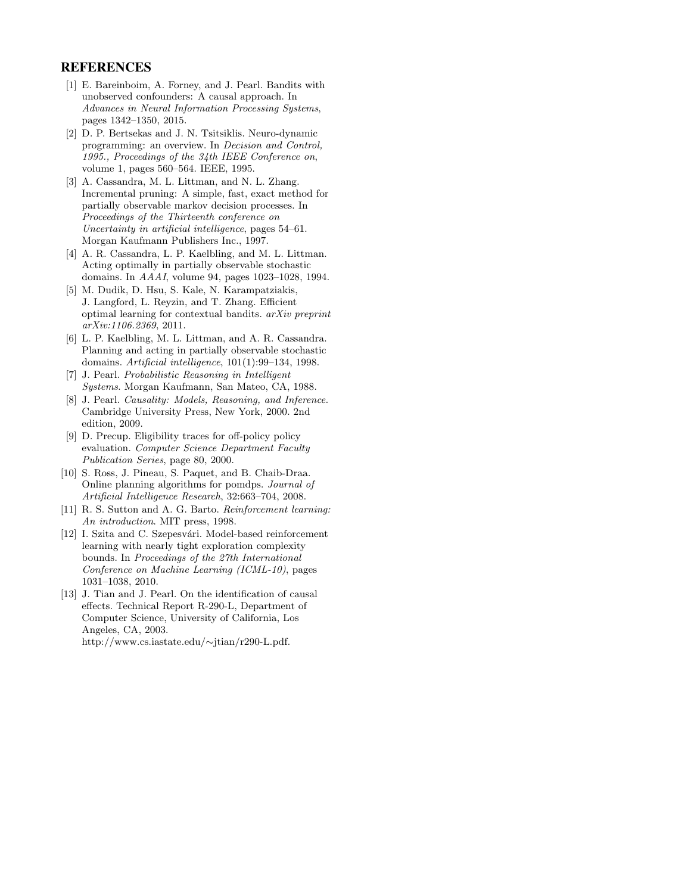## REFERENCES

[1] E. Bareinboim, A. Forney, and J. Pearl. Bandits with unobserved confounders: A causal approach. In *Advances in Neural Information Processing Systems*, pages 1342–1350, 2015.

[2] D. P. Bertsekas and J. N. Tsitsiklis. Neuro-dynamic programming: an overview. In *Decision and Control, 1995., Proceedings of the 34th IEEE Conference on*, volume 1, pages 560–564. IEEE, 1995.

[3] A. Cassandra, M. L. Littman, and N. L. Zhang. Incremental pruning: A simple, fast, exact method for partially observable markov decision processes. In *Proceedings of the Thirteenth conference on Uncertainty in artificial intelligence*, pages 54–61. Morgan Kaufmann Publishers Inc., 1997.

[4] A. R. Cassandra, L. P. Kaelbling, and M. L. Littman. Acting optimally in partially observable stochastic domains. In *AAAI*, volume 94, pages 1023–1028, 1994.

[5] M. Dudik, D. Hsu, S. Kale, N. Karampatziakis, J. Langford, L. Reyzin, and T. Zhang. Efficient optimal learning for contextual bandits. *arXiv preprint arXiv:1106.2369*, 2011.

[6] L. P. Kaelbling, M. L. Littman, and A. R. Cassandra. Planning and acting in partially observable stochastic domains. *Artificial intelligence*, 101(1):99–134, 1998.

[7] J. Pearl. *Probabilistic Reasoning in Intelligent Systems*. Morgan Kaufmann, San Mateo, CA, 1988.

[8] J. Pearl. *Causality: Models, Reasoning, and Inference.* Cambridge University Press, New York, 2000. 2nd edition, 2009.

[9] D. Precup. Eligibility traces for off-policy policy evaluation. *Computer Science Department Faculty Publication Series*, page 80, 2000.

[10] S. Ross, J. Pineau, S. Paquet, and B. Chaib-Draa. Online planning algorithms for pomdps. *Journal of Artificial Intelligence Research*, 32:663–704, 2008.

[11] R. S. Sutton and A. G. Barto. *Reinforcement learning: An introduction*. MIT press, 1998.

[12] I. Szita and C. Szepesvári. Model-based reinforcement learning with nearly tight exploration complexity bounds. In *Proceedings of the 27th International Conference on Machine Learning (ICML-10)*, pages 1031–1038, 2010.

[13] J. Tian and J. Pearl. On the identification of causal effects. Technical Report R-290-L, Department of Computer Science, University of California, Los Angeles, CA, 2003. http://www.cs.iastate.edu/~jtian/r290-L.pdf.